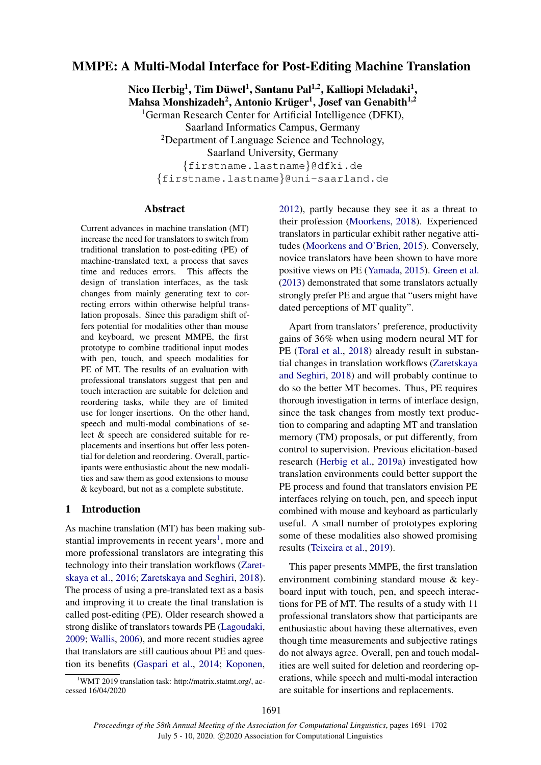# MMPE: A Multi-Modal Interface for Post-Editing Machine Translation

**Nico Herbig[1], Tim Düwel[1], Santanu Pal[1,2], Kalliopi Meladaki[1], Mahsa Monshizadeh[2], Antonio Krüger[1], Josef van Genabith[1,2]**

[1]German Research Center for Artificial Intelligence (DFKI), Saarland Informatics Campus, Germany

[2]Department of Language Science and Technology, Saarland University, Germany

{firstname.lastname}@dfki.de
{firstname.lastname}@uni-saarland.de

## Abstract

Current advances in machine translation (MT) increase the need for translators to switch from traditional translation to post-editing (PE) of machine-translated text, a process that saves time and reduces errors. This affects the design of translation interfaces, as the task changes from mainly generating text to correcting errors within otherwise helpful translation proposals. Since this paradigm shift offers potential for modalities other than mouse and keyboard, we present MMPE, the first prototype to combine traditional input modes with pen, touch, and speech modalities for PE of MT. The results of an evaluation with professional translators suggest that pen and touch interaction are suitable for deletion and reordering tasks, while they are of limited use for longer insertions. On the other hand, speech and multi-modal combinations of select & speech are considered suitable for replacements and insertions but offer less potential for deletion and reordering. Overall, participants were enthusiastic about the new modalities and saw them as good extensions to mouse & keyboard, but not as a complete substitute.

## 1 Introduction

As machine translation (MT) has been making substantial improvements in recent years[1], more and more professional translators are integrating this technology into their translation workflows (Zaretskaya et al., 2016; Zaretskaya and Seghiri, 2018). The process of using a pre-translated text as a basis and improving it to create the final translation is called post-editing (PE). Older research showed a strong dislike of translators towards PE (Lagoudaki, 2009; Wallis, 2006), and more recent studies agree that translators are still cautious about PE and question its benefits (Gaspari et al., 2014; Koponen, 2012), partly because they see it as a threat to their profession (Moorkens, 2018). Experienced translators in particular exhibit rather negative attitudes (Moorkens and O'Brien, 2015). Conversely, novice translators have been shown to have more positive views on PE (Yamada, 2015). Green et al. (2013) demonstrated that some translators actually strongly prefer PE and argue that "users might have dated perceptions of MT quality".

Apart from translators' preference, productivity gains of 36% when using modern neural MT for PE (Toral et al., 2018) already result in substantial changes in translation workflows (Zaretskaya and Seghiri, 2018) and will probably continue to do so the better MT becomes. Thus, PE requires thorough investigation in terms of interface design, since the task changes from mostly text production to comparing and adapting MT and translation memory (TM) proposals, or put differently, from control to supervision. Previous elicitation-based research (Herbig et al., 2019a) investigated how translation environments could better support the PE process and found that translators envision PE interfaces relying on touch, pen, and speech input combined with mouse and keyboard as particularly useful. A small number of prototypes exploring some of these modalities also showed promising results (Teixeira et al., 2019).

This paper presents MMPE, the first translation environment combining standard mouse & keyboard input with touch, pen, and speech interactions for PE of MT. The results of a study with 11 professional translators show that participants are enthusiastic about having these alternatives, even though time measurements and subjective ratings do not always agree. Overall, pen and touch modalities are well suited for deletion and reordering operations, while speech and multi-modal interaction are suitable for insertions and replacements.

[1]WMT 2019 translation task: http://matrix.statmt.org/, accessed 16/04/2020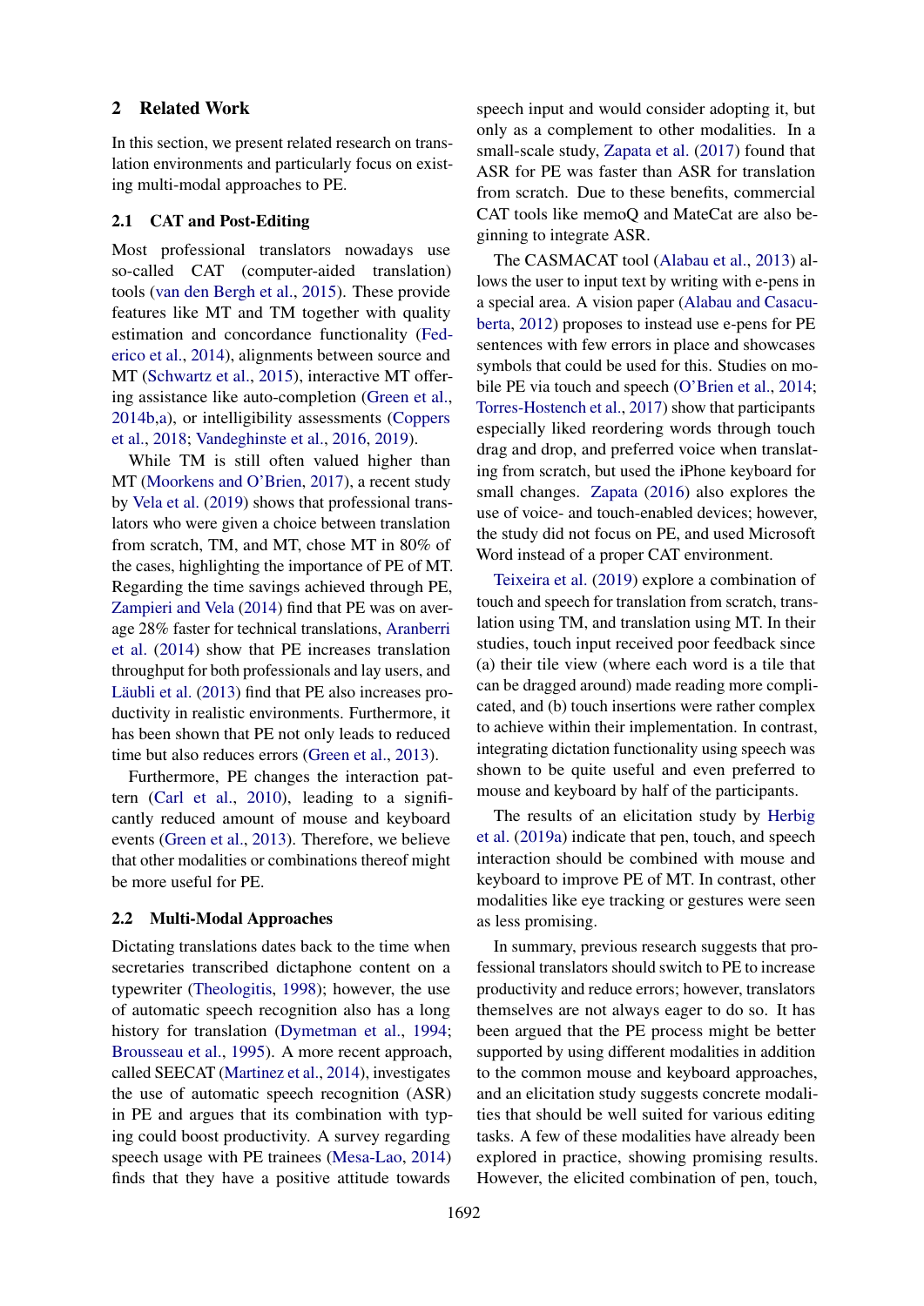## 2 Related Work

In this section, we present related research on translation environments and particularly focus on existing multi-modal approaches to PE.

### 2.1 CAT and Post-Editing

Most professional translators nowadays use so-called CAT (computer-aided translation) tools (van den Bergh et al., 2015). These provide features like MT and TM together with quality estimation and concordance functionality (Federico et al., 2014), alignments between source and MT (Schwartz et al., 2015), interactive MT offering assistance like auto-completion (Green et al., 2014b,a), or intelligibility assessments (Coppers et al., 2018; Vandeghinste et al., 2016, 2019).

While TM is still often valued higher than MT (Moorkens and O'Brien, 2017), a recent study by Vela et al. (2019) shows that professional translators who were given a choice between translation from scratch, TM, and MT, chose MT in 80% of the cases, highlighting the importance of PE of MT. Regarding the time savings achieved through PE, Zampieri and Vela (2014) find that PE was on average 28% faster for technical translations, Aranberri et al. (2014) show that PE increases translation throughput for both professionals and lay users, and Läubli et al. (2013) find that PE also increases productivity in realistic environments. Furthermore, it has been shown that PE not only leads to reduced time but also reduces errors (Green et al., 2013).

Furthermore, PE changes the interaction pattern (Carl et al., 2010), leading to a significantly reduced amount of mouse and keyboard events (Green et al., 2013). Therefore, we believe that other modalities or combinations thereof might be more useful for PE.

### 2.2 Multi-Modal Approaches

Dictating translations dates back to the time when secretaries transcribed dictaphone content on a typewriter (Theologitis, 1998); however, the use of automatic speech recognition also has a long history for translation (Dymetman et al., 1994; Brousseau et al., 1995). A more recent approach, called SEECAT (Martinez et al., 2014), investigates the use of automatic speech recognition (ASR) in PE and argues that its combination with typing could boost productivity. A survey regarding speech usage with PE trainees (Mesa-Lao, 2014) finds that they have a positive attitude towards speech input and would consider adopting it, but only as a complement to other modalities. In a small-scale study, Zapata et al. (2017) found that ASR for PE was faster than ASR for translation from scratch. Due to these benefits, commercial CAT tools like memoQ and MateCat are also beginning to integrate ASR.

The CASMACAT tool (Alabau et al., 2013) allows the user to input text by writing with e-pens in a special area. A vision paper (Alabau and Casacuberta, 2012) proposes to instead use e-pens for PE sentences with few errors in place and showcases symbols that could be used for this. Studies on mobile PE via touch and speech (O'Brien et al., 2014; Torres-Hostench et al., 2017) show that participants especially liked reordering words through touch drag and drop, and preferred voice when translating from scratch, but used the iPhone keyboard for small changes. Zapata (2016) also explores the use of voice- and touch-enabled devices; however, the study did not focus on PE, and used Microsoft Word instead of a proper CAT environment.

Teixeira et al. (2019) explore a combination of touch and speech for translation from scratch, translation using TM, and translation using MT. In their studies, touch input received poor feedback since (a) their tile view (where each word is a tile that can be dragged around) made reading more complicated, and (b) touch insertions were rather complex to achieve within their implementation. In contrast, integrating dictation functionality using speech was shown to be quite useful and even preferred to mouse and keyboard by half of the participants.

The results of an elicitation study by Herbig et al. (2019a) indicate that pen, touch, and speech interaction should be combined with mouse and keyboard to improve PE of MT. In contrast, other modalities like eye tracking or gestures were seen as less promising.

In summary, previous research suggests that professional translators should switch to PE to increase productivity and reduce errors; however, translators themselves are not always eager to do so. It has been argued that the PE process might be better supported by using different modalities in addition to the common mouse and keyboard approaches, and an elicitation study suggests concrete modalities that should be well suited for various editing tasks. A few of these modalities have already been explored in practice, showing promising results. However, the elicited combination of pen, touch,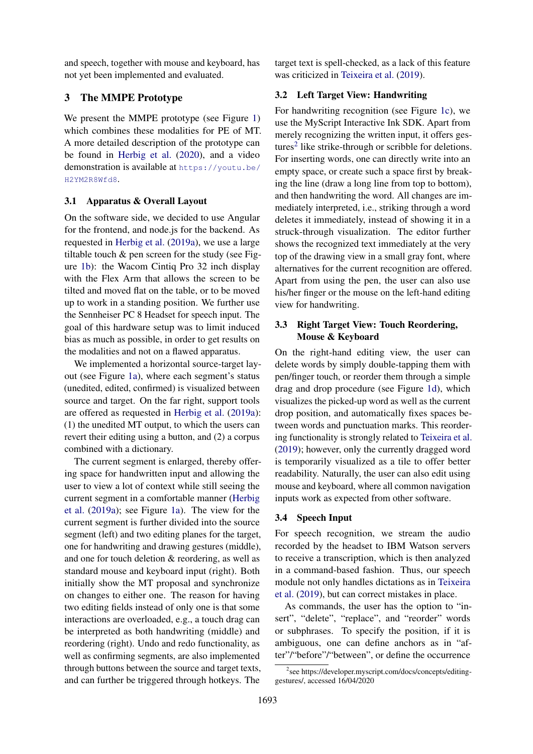and speech, together with mouse and keyboard, has not yet been implemented and evaluated.

## 3 The MMPE Prototype

We present the MMPE prototype (see Figure 1) which combines these modalities for PE of MT. A more detailed description of the prototype can be found in Herbig et al. (2020), and a video demonstration is available at https://youtu.be/H2YM2R8Wfd8.

### 3.1 Apparatus & Overall Layout

On the software side, we decided to use Angular for the frontend, and node.js for the backend. As requested in Herbig et al. (2019a), we use a large tiltable touch & pen screen for the study (see Figure 1b): the Wacom Cintiq Pro 32 inch display with the Flex Arm that allows the screen to be tilted and moved flat on the table, or to be moved up to work in a standing position. We further use the Sennheiser PC 8 Headset for speech input. The goal of this hardware setup was to limit induced bias as much as possible, in order to get results on the modalities and not on a flawed apparatus.

We implemented a horizontal source-target layout (see Figure 1a), where each segment's status (unedited, edited, confirmed) is visualized between source and target. On the far right, support tools are offered as requested in Herbig et al. (2019a): (1) the unedited MT output, to which the users can revert their editing using a button, and (2) a corpus combined with a dictionary.

The current segment is enlarged, thereby offering space for handwritten input and allowing the user to view a lot of context while still seeing the current segment in a comfortable manner (Herbig et al. (2019a); see Figure 1a). The view for the current segment is further divided into the source segment (left) and two editing planes for the target, one for handwriting and drawing gestures (middle), and one for touch deletion & reordering, as well as standard mouse and keyboard input (right). Both initially show the MT proposal and synchronize on changes to either one. The reason for having two editing fields instead of only one is that some interactions are overloaded, e.g., a touch drag can be interpreted as both handwriting (middle) and reordering (right). Undo and redo functionality, as well as confirming segments, are also implemented through buttons between the source and target texts, and can further be triggered through hotkeys. The target text is spell-checked, as a lack of this feature was criticized in Teixeira et al. (2019).

### 3.2 Left Target View: Handwriting

For handwriting recognition (see Figure 1c), we use the MyScript Interactive Ink SDK. Apart from merely recognizing the written input, it offers gestures[2] like strike-through or scribble for deletions. For inserting words, one can directly write into an empty space, or create such a space first by breaking the line (draw a long line from top to bottom), and then handwriting the word. All changes are immediately interpreted, i.e., striking through a word deletes it immediately, instead of showing it in a struck-through visualization. The editor further shows the recognized text immediately at the very top of the drawing view in a small gray font, where alternatives for the current recognition are offered. Apart from using the pen, the user can also use his/her finger or the mouse on the left-hand editing view for handwriting.

### 3.3 Right Target View: Touch Reordering, Mouse & Keyboard

On the right-hand editing view, the user can delete words by simply double-tapping them with pen/finger touch, or reorder them through a simple drag and drop procedure (see Figure 1d), which visualizes the picked-up word as well as the current drop position, and automatically fixes spaces between words and punctuation marks. This reordering functionality is strongly related to Teixeira et al. (2019); however, only the currently dragged word is temporarily visualized as a tile to offer better readability. Naturally, the user can also edit using mouse and keyboard, where all common navigation inputs work as expected from other software.

### 3.4 Speech Input

For speech recognition, we stream the audio recorded by the headset to IBM Watson servers to receive a transcription, which is then analyzed in a command-based fashion. Thus, our speech module not only handles dictations as in Teixeira et al. (2019), but can correct mistakes in place.

As commands, the user has the option to "insert", "delete", "replace", and "reorder" words or subphrases. To specify the position, if it is ambiguous, one can define anchors as in "after"/"before"/"between", or define the occurrence

[2] see https://developer.myscript.com/docs/concepts/editing-gestures/, accessed 16/04/2020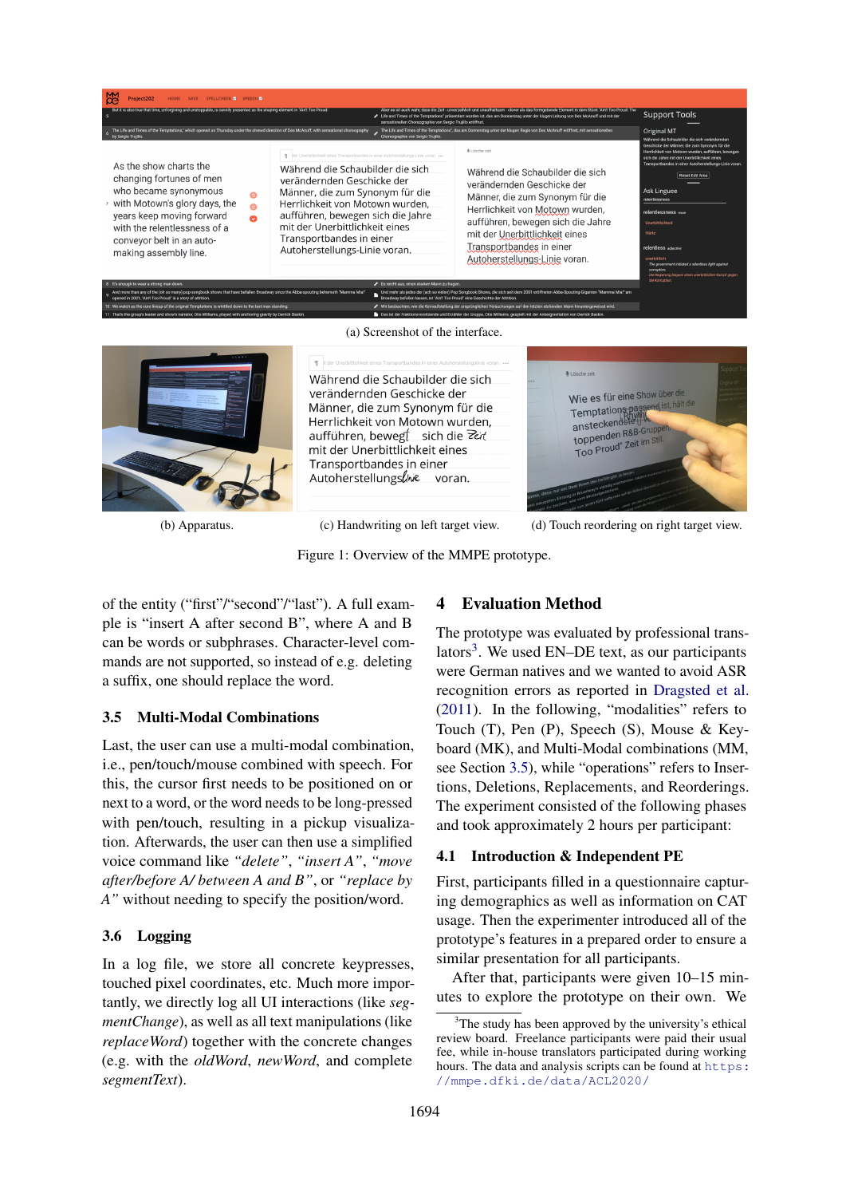(a) Screenshot of the interface.

(b) Apparatus.

(c) Handwriting on left target view.

(d) Touch reordering on right target view.

Figure 1: Overview of the MMPE prototype.

of the entity ("first"/"second"/"last"). A full example is "insert A after second B", where A and B can be words or subphrases. Character-level commands are not supported, so instead of e.g. deleting a suffix, one should replace the word.

### 3.5 Multi-Modal Combinations

Last, the user can use a multi-modal combination, i.e., pen/touch/mouse combined with speech. For this, the cursor first needs to be positioned on or next to a word, or the word needs to be long-pressed with pen/touch, resulting in a pickup visualization. Afterwards, the user can then use a simplified voice command like *"delete"*, *"insert A"*, *"move after/before A/ between A and B"*, or *"replace by A"* without needing to specify the position/word.

### 3.6 Logging

In a log file, we store all concrete keypresses, touched pixel coordinates, etc. Much more importantly, we directly log all UI interactions (like *segmentChange*), as well as all text manipulations (like *replaceWord*) together with the concrete changes (e.g. with the *oldWord*, *newWord*, and complete *segmentText*).

## 4 Evaluation Method

The prototype was evaluated by professional translators[3]. We used EN–DE text, as our participants were German natives and we wanted to avoid ASR recognition errors as reported in Dragsted et al. (2011). In the following, "modalities" refers to Touch (T), Pen (P), Speech (S), Mouse & Keyboard (MK), and Multi-Modal combinations (MM, see Section 3.5), while "operations" refers to Insertions, Deletions, Replacements, and Reorderings. The experiment consisted of the following phases and took approximately 2 hours per participant:

### 4.1 Introduction & Independent PE

First, participants filled in a questionnaire capturing demographics as well as information on CAT usage. Then the experimenter introduced all of the prototype's features in a prepared order to ensure a similar presentation for all participants.

After that, participants were given 10–15 minutes to explore the prototype on their own. We

[3]The study has been approved by the university's ethical review board. Freelance participants were paid their usual fee, while in-house translators participated during working hours. The data and analysis scripts can be found at https://mmpe.dfki.de/data/ACL2020/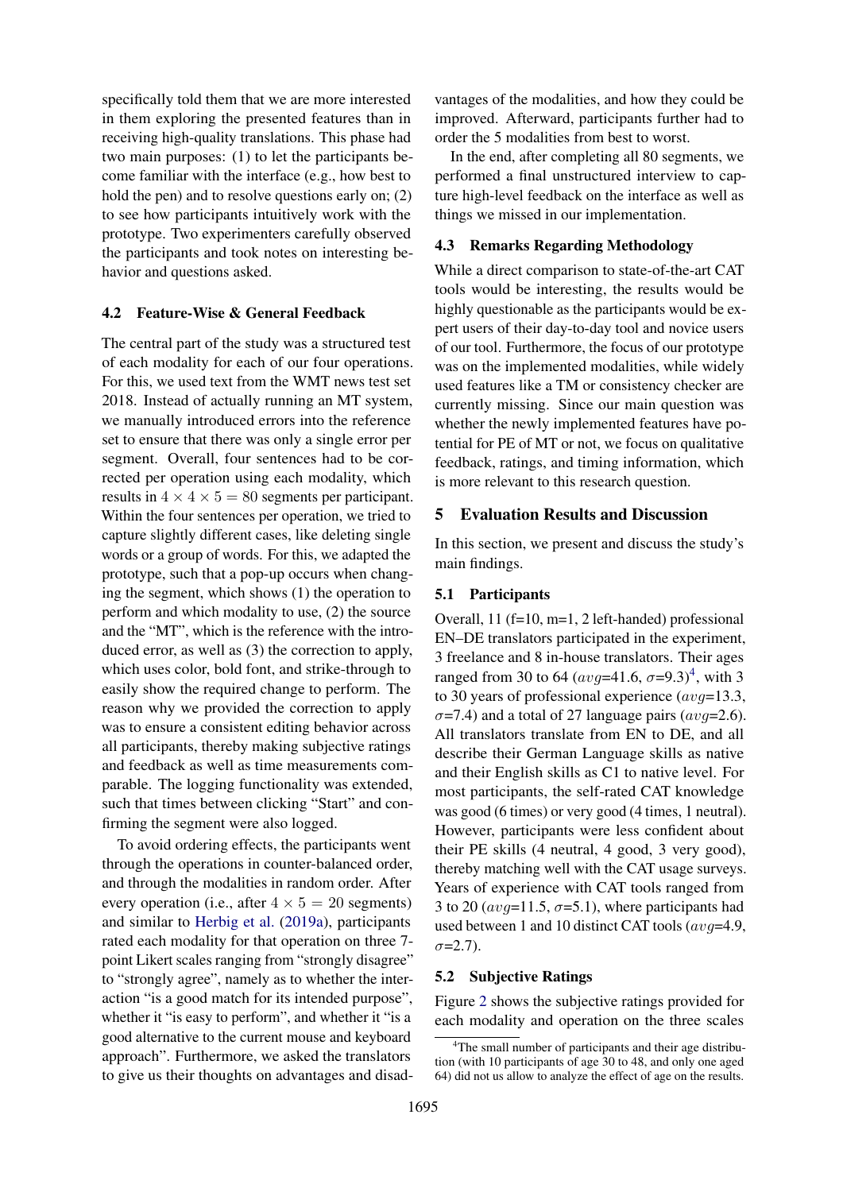specifically told them that we are more interested in them exploring the presented features than in receiving high-quality translations. This phase had two main purposes: (1) to let the participants become familiar with the interface (e.g., how best to hold the pen) and to resolve questions early on; (2) to see how participants intuitively work with the prototype. Two experimenters carefully observed the participants and took notes on interesting behavior and questions asked.

### 4.2 Feature-Wise & General Feedback

The central part of the study was a structured test of each modality for each of our four operations. For this, we used text from the WMT news test set 2018. Instead of actually running an MT system, we manually introduced errors into the reference set to ensure that there was only a single error per segment. Overall, four sentences had to be corrected per operation using each modality, which results in $4 \times 4 \times 5 = 80$ segments per participant. Within the four sentences per operation, we tried to capture slightly different cases, like deleting single words or a group of words. For this, we adapted the prototype, such that a pop-up occurs when changing the segment, which shows (1) the operation to perform and which modality to use, (2) the source and the "MT", which is the reference with the introduced error, as well as (3) the correction to apply, which uses color, bold font, and strike-through to easily show the required change to perform. The reason why we provided the correction to apply was to ensure a consistent editing behavior across all participants, thereby making subjective ratings and feedback as well as time measurements comparable. The logging functionality was extended, such that times between clicking "Start" and confirming the segment were also logged.

To avoid ordering effects, the participants went through the operations in counter-balanced order, and through the modalities in random order. After every operation (i.e., after $4 \times 5 = 20$ segments) and similar to Herbig et al. (2019a), participants rated each modality for that operation on three 7-point Likert scales ranging from "strongly disagree" to "strongly agree", namely as to whether the interaction "is a good match for its intended purpose", whether it "is easy to perform", and whether it "is a good alternative to the current mouse and keyboard approach". Furthermore, we asked the translators to give us their thoughts on advantages and disadvantages of the modalities, and how they could be improved. Afterward, participants further had to order the 5 modalities from best to worst.

In the end, after completing all 80 segments, we performed a final unstructured interview to capture high-level feedback on the interface as well as things we missed in our implementation.

### 4.3 Remarks Regarding Methodology

While a direct comparison to state-of-the-art CAT tools would be interesting, the results would be highly questionable as the participants would be expert users of their day-to-day tool and novice users of our tool. Furthermore, the focus of our prototype was on the implemented modalities, while widely used features like a TM or consistency checker are currently missing. Since our main question was whether the newly implemented features have potential for PE of MT or not, we focus on qualitative feedback, ratings, and timing information, which is more relevant to this research question.

## 5 Evaluation Results and Discussion

In this section, we present and discuss the study's main findings.

### 5.1 Participants

Overall, 11 (f=10, m=1, 2 left-handed) professional EN–DE translators participated in the experiment, 3 freelance and 8 in-house translators. Their ages ranged from 30 to 64 ($avg$=41.6, $\sigma$=9.3)[4], with 3 to 30 years of professional experience ($avg$=13.3, $\sigma$=7.4) and a total of 27 language pairs ($avg$=2.6). All translators translate from EN to DE, and all describe their German Language skills as native and their English skills as C1 to native level. For most participants, the self-rated CAT knowledge was good (6 times) or very good (4 times, 1 neutral). However, participants were less confident about their PE skills (4 neutral, 4 good, 3 very good), thereby matching well with the CAT usage surveys. Years of experience with CAT tools ranged from 3 to 20 ($avg$=11.5, $\sigma$=5.1), where participants had used between 1 and 10 distinct CAT tools ($avg$=4.9, $\sigma$=2.7).

### 5.2 Subjective Ratings

Figure 2 shows the subjective ratings provided for each modality and operation on the three scales

[4]The small number of participants and their age distribution (with 10 participants of age 30 to 48, and only one aged 64) did not us allow to analyze the effect of age on the results.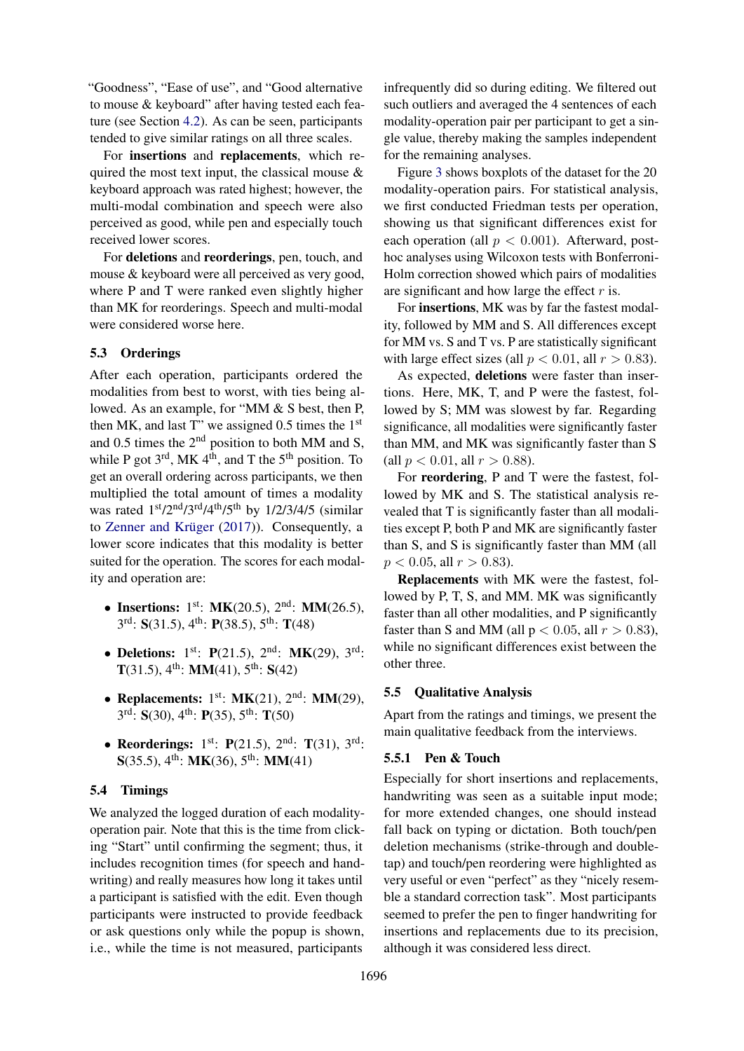"Goodness", "Ease of use", and "Good alternative to mouse & keyboard" after having tested each feature (see Section 4.2). As can be seen, participants tended to give similar ratings on all three scales.

For **insertions** and **replacements**, which required the most text input, the classical mouse & keyboard approach was rated highest; however, the multi-modal combination and speech were also perceived as good, while pen and especially touch received lower scores.

For **deletions** and **reorderings**, pen, touch, and mouse & keyboard were all perceived as very good, where P and T were ranked even slightly higher than MK for reorderings. Speech and multi-modal were considered worse here.

### 5.3 Orderings

After each operation, participants ordered the modalities from best to worst, with ties being allowed. As an example, for "MM & S best, then P, then MK, and last T" we assigned 0.5 times the 1st and 0.5 times the 2nd position to both MM and S, while P got 3rd, MK 4th, and T the 5th position. To get an overall ordering across participants, we then multiplied the total amount of times a modality was rated 1st/2nd/3rd/4th/5th by 1/2/3/4/5 (similar to Zenner and Krüger (2017)). Consequently, a lower score indicates that this modality is better suited for the operation. The scores for each modality and operation are:

- **Insertions:** 1st: **MK**(20.5), 2nd: **MM**(26.5), 3rd: **S**(31.5), 4th: **P**(38.5), 5th: **T**(48)
- **Deletions:** 1st: **P**(21.5), 2nd: **MK**(29), 3rd: **T**(31.5), 4th: **MM**(41), 5th: **S**(42)
- **Replacements:** 1st: **MK**(21), 2nd: **MM**(29), 3rd: **S**(30), 4th: **P**(35), 5th: **T**(50)
- **Reorderings:** 1st: **P**(21.5), 2nd: **T**(31), 3rd: **S**(35.5), 4th: **MK**(36), 5th: **MM**(41)

### 5.4 Timings

We analyzed the logged duration of each modality-operation pair. Note that this is the time from clicking "Start" until confirming the segment; thus, it includes recognition times (for speech and handwriting) and really measures how long it takes until a participant is satisfied with the edit. Even though participants were instructed to provide feedback or ask questions only while the popup is shown, i.e., while the time is not measured, participants infrequently did so during editing. We filtered out such outliers and averaged the 4 sentences of each modality-operation pair per participant to get a single value, thereby making the samples independent for the remaining analyses.

Figure 3 shows boxplots of the dataset for the 20 modality-operation pairs. For statistical analysis, we first conducted Friedman tests per operation, showing us that significant differences exist for each operation (all $p < 0.001$). Afterward, post-hoc analyses using Wilcoxon tests with Bonferroni-Holm correction showed which pairs of modalities are significant and how large the effect $r$ is.

For **insertions**, MK was by far the fastest modality, followed by MM and S. All differences except for MM vs. S and T vs. P are statistically significant with large effect sizes (all $p < 0.01$, all $r > 0.83$).

As expected, **deletions** were faster than insertions. Here, MK, T, and P were the fastest, followed by S; MM was slowest by far. Regarding significance, all modalities were significantly faster than MM, and MK was significantly faster than S (all $p < 0.01$, all $r > 0.88$).

For **reordering**, P and T were the fastest, followed by MK and S. The statistical analysis revealed that T is significantly faster than all modalities except P, both P and MK are significantly faster than S, and S is significantly faster than MM (all $p < 0.05$, all $r > 0.83$).

**Replacements** with MK were the fastest, followed by P, T, S, and MM. MK was significantly faster than all other modalities, and P significantly faster than S and MM (all $p < 0.05$, all $r > 0.83$), while no significant differences exist between the other three.

### 5.5 Qualitative Analysis

Apart from the ratings and timings, we present the main qualitative feedback from the interviews.

#### 5.5.1 Pen & Touch

Especially for short insertions and replacements, handwriting was seen as a suitable input mode; for more extended changes, one should instead fall back on typing or dictation. Both touch/pen deletion mechanisms (strike-through and double-tap) and touch/pen reordering were highlighted as very useful or even "perfect" as they "nicely resemble a standard correction task". Most participants seemed to prefer the pen to finger handwriting for insertions and replacements due to its precision, although it was considered less direct.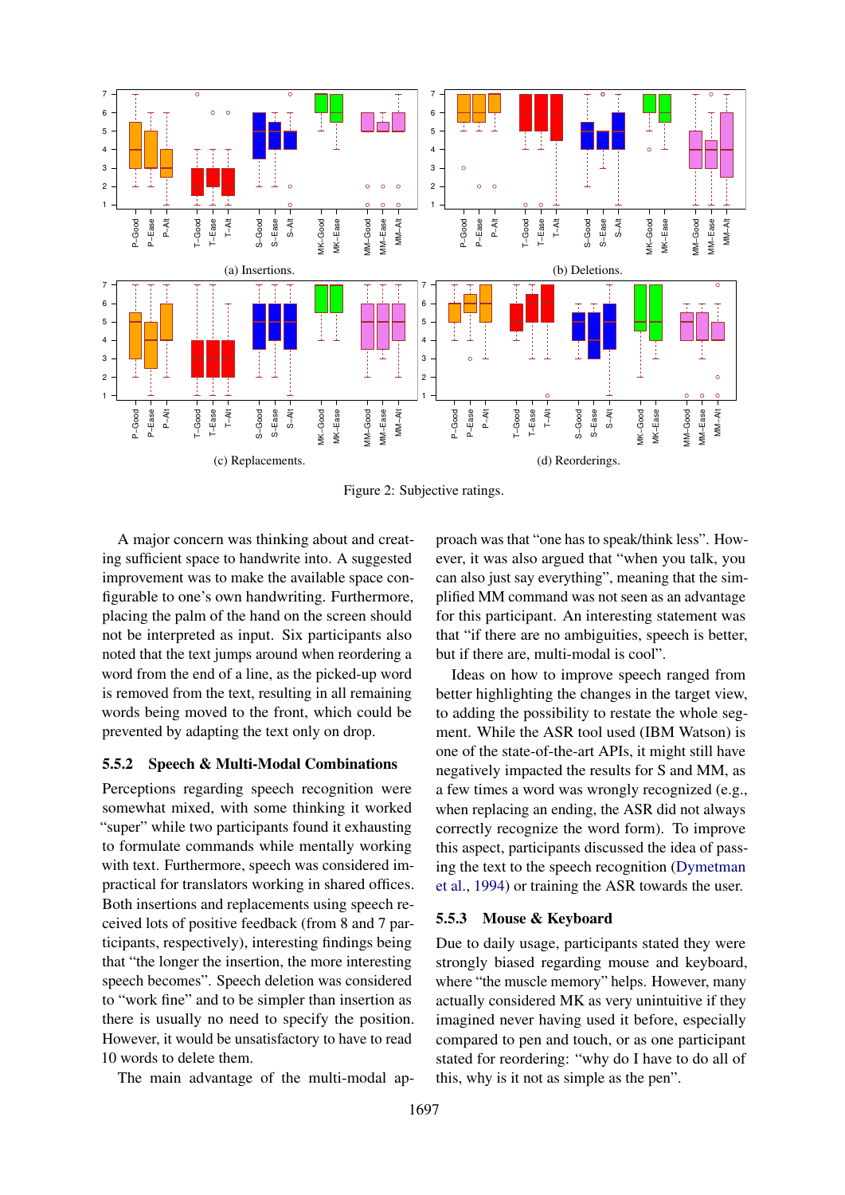(a) Insertions.

(b) Deletions.

(c) Replacements.

(d) Reorderings.

Figure 2: Subjective ratings.

A major concern was thinking about and creating sufficient space to handwrite into. A suggested improvement was to make the available space configurable to one's own handwriting. Furthermore, placing the palm of the hand on the screen should not be interpreted as input. Six participants also noted that the text jumps around when reordering a word from the end of a line, as the picked-up word is removed from the text, resulting in all remaining words being moved to the front, which could be prevented by adapting the text only on drop.

### 5.5.2 Speech & Multi-Modal Combinations

Perceptions regarding speech recognition were somewhat mixed, with some thinking it worked "super" while two participants found it exhausting to formulate commands while mentally working with text. Furthermore, speech was considered impractical for translators working in shared offices. Both insertions and replacements using speech received lots of positive feedback (from 8 and 7 participants, respectively), interesting findings being that "the longer the insertion, the more interesting speech becomes". Speech deletion was considered to "work fine" and to be simpler than insertion as there is usually no need to specify the position. However, it would be unsatisfactory to have to read 10 words to delete them.

The main advantage of the multi-modal approach was that "one has to speak/think less". However, it was also argued that "when you talk, you can also just say everything", meaning that the simplified MM command was not seen as an advantage for this participant. An interesting statement was that "if there are no ambiguities, speech is better, but if there are, multi-modal is cool".

Ideas on how to improve speech ranged from better highlighting the changes in the target view, to adding the possibility to restate the whole segment. While the ASR tool used (IBM Watson) is one of the state-of-the-art APIs, it might still have negatively impacted the results for S and MM, as a few times a word was wrongly recognized (e.g., when replacing an ending, the ASR did not always correctly recognize the word form). To improve this aspect, participants discussed the idea of passing the text to the speech recognition (Dymetman et al., 1994) or training the ASR towards the user.

### 5.5.3 Mouse & Keyboard

Due to daily usage, participants stated they were strongly biased regarding mouse and keyboard, where "the muscle memory" helps. However, many actually considered MK as very unintuitive if they imagined never having used it before, especially compared to pen and touch, or as one participant stated for reordering: "why do I have to do all of this, why is it not as simple as the pen".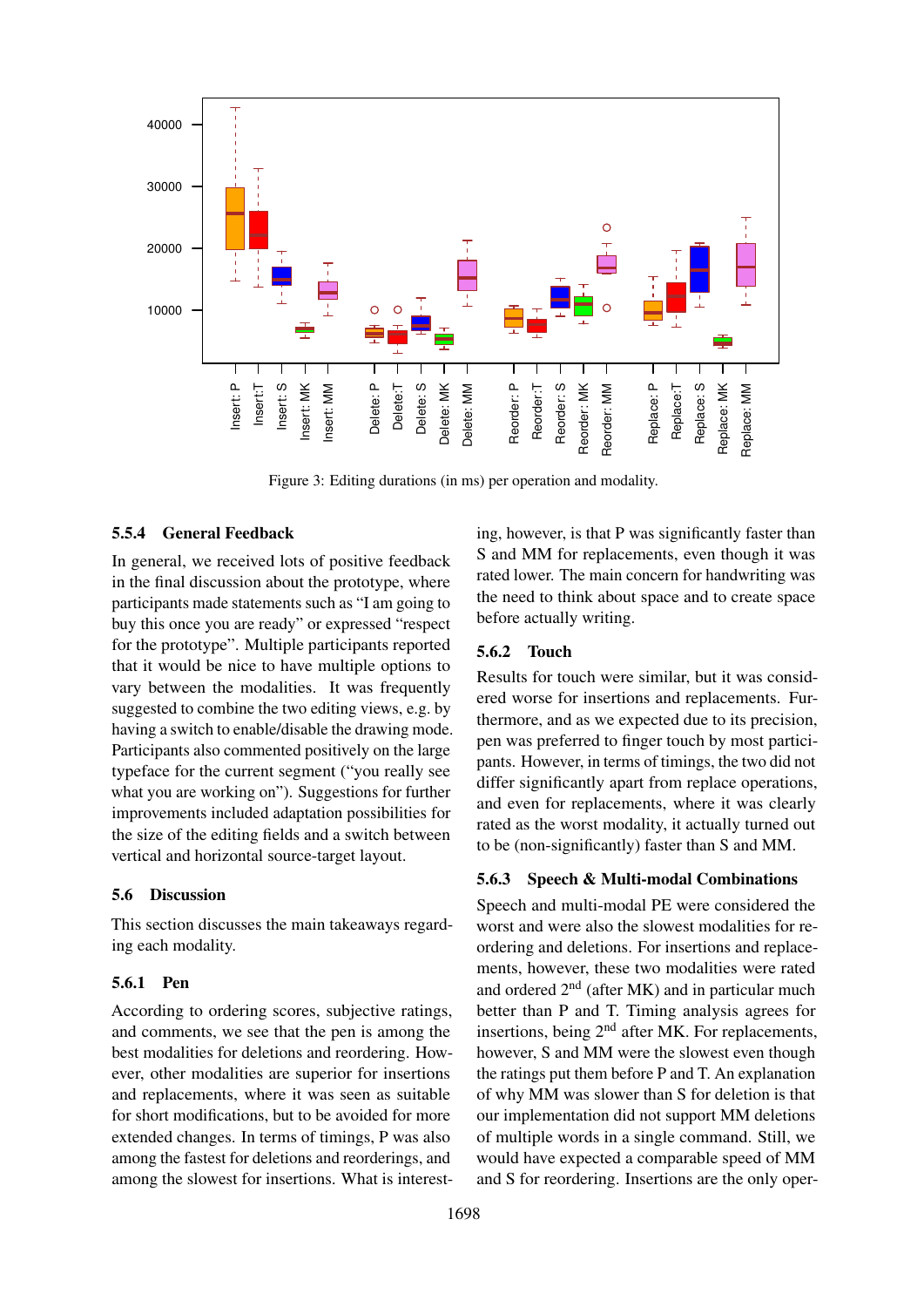Figure 3: Editing durations (in ms) per operation and modality.

#### 5.5.4 General Feedback

In general, we received lots of positive feedback in the final discussion about the prototype, where participants made statements such as "I am going to buy this once you are ready" or expressed "respect for the prototype". Multiple participants reported that it would be nice to have multiple options to vary between the modalities. It was frequently suggested to combine the two editing views, e.g. by having a switch to enable/disable the drawing mode. Participants also commented positively on the large typeface for the current segment ("you really see what you are working on"). Suggestions for further improvements included adaptation possibilities for the size of the editing fields and a switch between vertical and horizontal source-target layout.

### 5.6 Discussion

This section discusses the main takeaways regarding each modality.

#### 5.6.1 Pen

According to ordering scores, subjective ratings, and comments, we see that the pen is among the best modalities for deletions and reordering. However, other modalities are superior for insertions and replacements, where it was seen as suitable for short modifications, but to be avoided for more extended changes. In terms of timings, P was also among the fastest for deletions and reorderings, and among the slowest for insertions. What is interesting, however, is that P was significantly faster than S and MM for replacements, even though it was rated lower. The main concern for handwriting was the need to think about space and to create space before actually writing.

#### 5.6.2 Touch

Results for touch were similar, but it was considered worse for insertions and replacements. Furthermore, and as we expected due to its precision, pen was preferred to finger touch by most participants. However, in terms of timings, the two did not differ significantly apart from replace operations, and even for replacements, where it was clearly rated as the worst modality, it actually turned out to be (non-significantly) faster than S and MM.

#### 5.6.3 Speech & Multi-modal Combinations

Speech and multi-modal PE were considered the worst and were also the slowest modalities for reordering and deletions. For insertions and replacements, however, these two modalities were rated and ordered 2$^{nd}$ (after MK) and in particular much better than P and T. Timing analysis agrees for insertions, being 2$^{nd}$ after MK. For replacements, however, S and MM were the slowest even though the ratings put them before P and T. An explanation of why MM was slower than S for deletion is that our implementation did not support MM deletions of multiple words in a single command. Still, we would have expected a comparable speed of MM and S for reordering. Insertions are the only oper-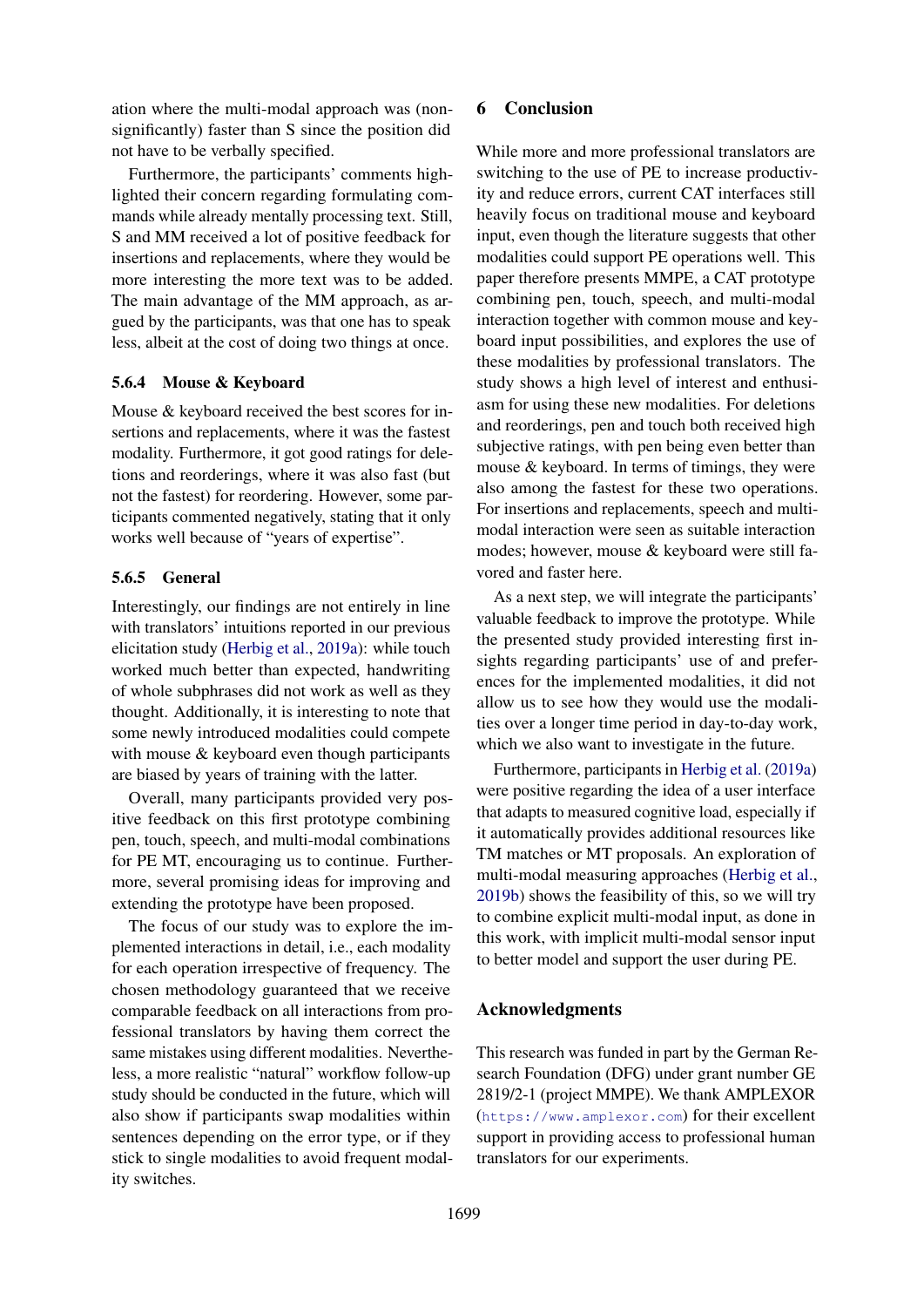ation where the multi-modal approach was (non-significantly) faster than S since the position did not have to be verbally specified.

Furthermore, the participants' comments highlighted their concern regarding formulating commands while already mentally processing text. Still, S and MM received a lot of positive feedback for insertions and replacements, where they would be more interesting the more text was to be added. The main advantage of the MM approach, as argued by the participants, was that one has to speak less, albeit at the cost of doing two things at once.

#### 5.6.4 Mouse & Keyboard

Mouse & keyboard received the best scores for insertions and replacements, where it was the fastest modality. Furthermore, it got good ratings for deletions and reorderings, where it was also fast (but not the fastest) for reordering. However, some participants commented negatively, stating that it only works well because of "years of expertise".

#### 5.6.5 General

Interestingly, our findings are not entirely in line with translators' intuitions reported in our previous elicitation study (Herbig et al., 2019a): while touch worked much better than expected, handwriting of whole subphrases did not work as well as they thought. Additionally, it is interesting to note that some newly introduced modalities could compete with mouse & keyboard even though participants are biased by years of training with the latter.

Overall, many participants provided very positive feedback on this first prototype combining pen, touch, speech, and multi-modal combinations for PE MT, encouraging us to continue. Furthermore, several promising ideas for improving and extending the prototype have been proposed.

The focus of our study was to explore the implemented interactions in detail, i.e., each modality for each operation irrespective of frequency. The chosen methodology guaranteed that we receive comparable feedback on all interactions from professional translators by having them correct the same mistakes using different modalities. Nevertheless, a more realistic "natural" workflow follow-up study should be conducted in the future, which will also show if participants swap modalities within sentences depending on the error type, or if they stick to single modalities to avoid frequent modality switches.

## 6 Conclusion

While more and more professional translators are switching to the use of PE to increase productivity and reduce errors, current CAT interfaces still heavily focus on traditional mouse and keyboard input, even though the literature suggests that other modalities could support PE operations well. This paper therefore presents MMPE, a CAT prototype combining pen, touch, speech, and multi-modal interaction together with common mouse and keyboard input possibilities, and explores the use of these modalities by professional translators. The study shows a high level of interest and enthusiasm for using these new modalities. For deletions and reorderings, pen and touch both received high subjective ratings, with pen being even better than mouse & keyboard. In terms of timings, they were also among the fastest for these two operations. For insertions and replacements, speech and multi-modal interaction were seen as suitable interaction modes; however, mouse & keyboard were still favored and faster here.

As a next step, we will integrate the participants' valuable feedback to improve the prototype. While the presented study provided interesting first insights regarding participants' use of and preferences for the implemented modalities, it did not allow us to see how they would use the modalities over a longer time period in day-to-day work, which we also want to investigate in the future.

Furthermore, participants in Herbig et al. (2019a) were positive regarding the idea of a user interface that adapts to measured cognitive load, especially if it automatically provides additional resources like TM matches or MT proposals. An exploration of multi-modal measuring approaches (Herbig et al., 2019b) shows the feasibility of this, so we will try to combine explicit multi-modal input, as done in this work, with implicit multi-modal sensor input to better model and support the user during PE.

## Acknowledgments

This research was funded in part by the German Research Foundation (DFG) under grant number GE 2819/2-1 (project MMPE). We thank AMPLEXOR (`https://www.amplexor.com`) for their excellent support in providing access to professional human translators for our experiments.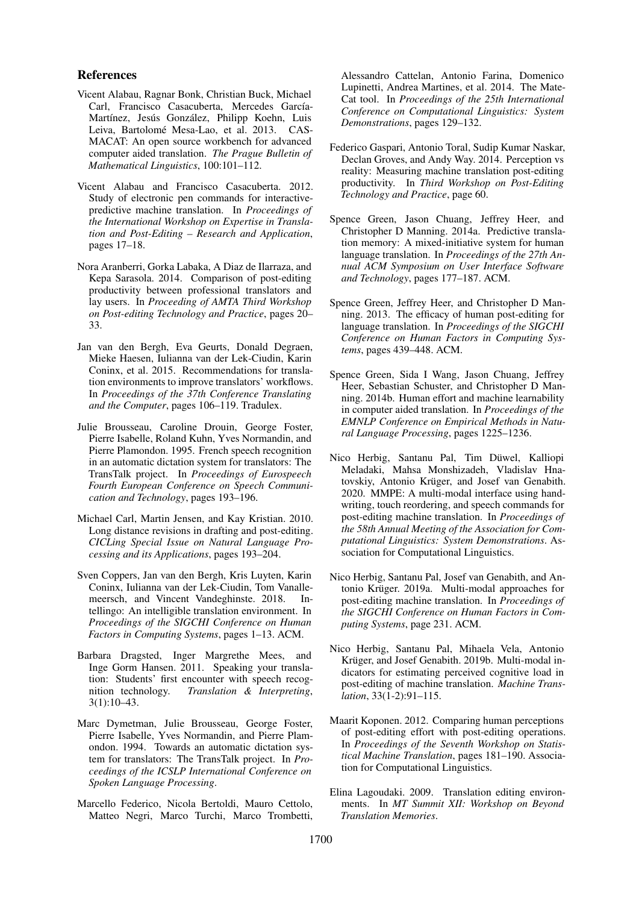## References

Vicent Alabau, Ragnar Bonk, Christian Buck, Michael Carl, Francisco Casacuberta, Mercedes García-Martínez, Jesús González, Philipp Koehn, Luis Leiva, Bartolomé Mesa-Lao, et al. 2013. CASMACAT: An open source workbench for advanced computer aided translation. *The Prague Bulletin of Mathematical Linguistics*, 100:101–112.

Vicent Alabau and Francisco Casacuberta. 2012. Study of electronic pen commands for interactive-predictive machine translation. In *Proceedings of the International Workshop on Expertise in Translation and Post-Editing – Research and Application*, pages 17–18.

Nora Aranberri, Gorka Labaka, A Diaz de Ilarraza, and Kepa Sarasola. 2014. Comparison of post-editing productivity between professional translators and lay users. In *Proceeding of AMTA Third Workshop on Post-editing Technology and Practice*, pages 20–33.

Jan van den Bergh, Eva Geurts, Donald Degraen, Mieke Haesen, Iulianna van der Lek-Ciudin, Karin Coninx, et al. 2015. Recommendations for translation environments to improve translators' workflows. In *Proceedings of the 37th Conference Translating and the Computer*, pages 106–119. Tradulex.

Julie Brousseau, Caroline Drouin, George Foster, Pierre Isabelle, Roland Kuhn, Yves Normandin, and Pierre Plamondon. 1995. French speech recognition in an automatic dictation system for translators: The TransTalk project. In *Proceedings of Eurospeech Fourth European Conference on Speech Communication and Technology*, pages 193–196.

Michael Carl, Martin Jensen, and Kay Kristian. 2010. Long distance revisions in drafting and post-editing. *CICLing Special Issue on Natural Language Processing and its Applications*, pages 193–204.

Sven Coppers, Jan van den Bergh, Kris Luyten, Karin Coninx, Iulianna van der Lek-Ciudin, Tom Vanallemeersch, and Vincent Vandeghinste. 2018. Intellingo: An intelligible translation environment. In *Proceedings of the SIGCHI Conference on Human Factors in Computing Systems*, pages 1–13. ACM.

Barbara Dragsted, Inger Margrethe Mees, and Inge Gorm Hansen. 2011. Speaking your translation: Students' first encounter with speech recognition technology. *Translation & Interpreting*, 3(1):10–43.

Marc Dymetman, Julie Brousseau, George Foster, Pierre Isabelle, Yves Normandin, and Pierre Plamondon. 1994. Towards an automatic dictation system for translators: The TransTalk project. In *Proceedings of the ICSLP International Conference on Spoken Language Processing*.

Marcello Federico, Nicola Bertoldi, Mauro Cettolo, Matteo Negri, Marco Turchi, Marco Trombetti, Alessandro Cattelan, Antonio Farina, Domenico Lupinetti, Andrea Martines, et al. 2014. The MateCat tool. In *Proceedings of the 25th International Conference on Computational Linguistics: System Demonstrations*, pages 129–132.

Federico Gaspari, Antonio Toral, Sudip Kumar Naskar, Declan Groves, and Andy Way. 2014. Perception vs reality: Measuring machine translation post-editing productivity. In *Third Workshop on Post-Editing Technology and Practice*, page 60.

Spence Green, Jason Chuang, Jeffrey Heer, and Christopher D Manning. 2014a. Predictive translation memory: A mixed-initiative system for human language translation. In *Proceedings of the 27th Annual ACM Symposium on User Interface Software and Technology*, pages 177–187. ACM.

Spence Green, Jeffrey Heer, and Christopher D Manning. 2013. The efficacy of human post-editing for language translation. In *Proceedings of the SIGCHI Conference on Human Factors in Computing Systems*, pages 439–448. ACM.

Spence Green, Sida I Wang, Jason Chuang, Jeffrey Heer, Sebastian Schuster, and Christopher D Manning. 2014b. Human effort and machine learnability in computer aided translation. In *Proceedings of the EMNLP Conference on Empirical Methods in Natural Language Processing*, pages 1225–1236.

Nico Herbig, Santanu Pal, Tim Düwel, Kalliopi Meladaki, Mahsa Monshizadeh, Vladislav Hnatovskiy, Antonio Krüger, and Josef van Genabith. 2020. MMPE: A multi-modal interface using handwriting, touch reordering, and speech commands for post-editing machine translation. In *Proceedings of the 58th Annual Meeting of the Association for Computational Linguistics: System Demonstrations*. Association for Computational Linguistics.

Nico Herbig, Santanu Pal, Josef van Genabith, and Antonio Krüger. 2019a. Multi-modal approaches for post-editing machine translation. In *Proceedings of the SIGCHI Conference on Human Factors in Computing Systems*, page 231. ACM.

Nico Herbig, Santanu Pal, Mihaela Vela, Antonio Krüger, and Josef Genabith. 2019b. Multi-modal indicators for estimating perceived cognitive load in post-editing of machine translation. *Machine Translation*, 33(1-2):91–115.

Maarit Koponen. 2012. Comparing human perceptions of post-editing effort with post-editing operations. In *Proceedings of the Seventh Workshop on Statistical Machine Translation*, pages 181–190. Association for Computational Linguistics.

Elina Lagoudaki. 2009. Translation editing environments. In *MT Summit XII: Workshop on Beyond Translation Memories*.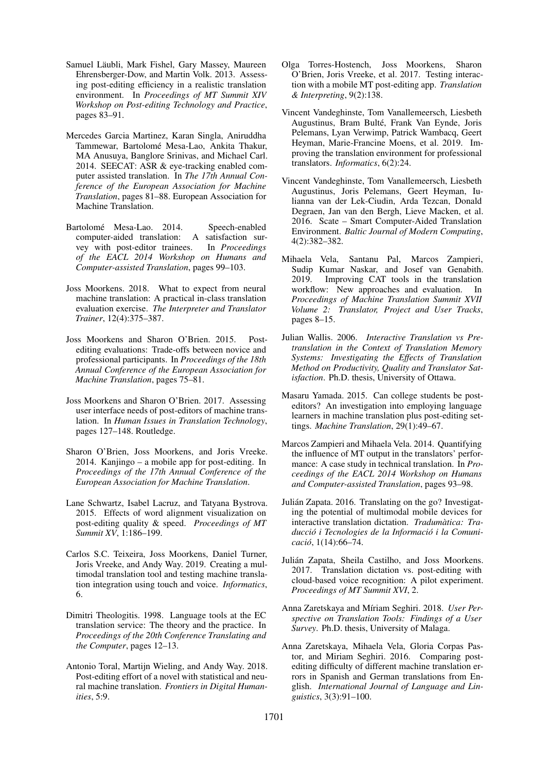Samuel Läubli, Mark Fishel, Gary Massey, Maureen Ehrensberger-Dow, and Martin Volk. 2013. Assessing post-editing efficiency in a realistic translation environment. In *Proceedings of MT Summit XIV Workshop on Post-editing Technology and Practice*, pages 83–91.

Mercedes Garcia Martinez, Karan Singla, Aniruddha Tammewar, Bartolomé Mesa-Lao, Ankita Thakur, MA Anusuya, Banglore Srinivas, and Michael Carl. 2014. SEECAT: ASR & eye-tracking enabled computer assisted translation. In *The 17th Annual Conference of the European Association for Machine Translation*, pages 81–88. European Association for Machine Translation.

Bartolomé Mesa-Lao. 2014. Speech-enabled computer-aided translation: A satisfaction survey with post-editor trainees. In *Proceedings of the EACL 2014 Workshop on Humans and Computer-assisted Translation*, pages 99–103.

Joss Moorkens. 2018. What to expect from neural machine translation: A practical in-class translation evaluation exercise. *The Interpreter and Translator Trainer*, 12(4):375–387.

Joss Moorkens and Sharon O'Brien. 2015. Post-editing evaluations: Trade-offs between novice and professional participants. In *Proceedings of the 18th Annual Conference of the European Association for Machine Translation*, pages 75–81.

Joss Moorkens and Sharon O'Brien. 2017. Assessing user interface needs of post-editors of machine translation. In *Human Issues in Translation Technology*, pages 127–148. Routledge.

Sharon O'Brien, Joss Moorkens, and Joris Vreeke. 2014. Kanjingo – a mobile app for post-editing. In *Proceedings of the 17th Annual Conference of the European Association for Machine Translation*.

Lane Schwartz, Isabel Lacruz, and Tatyana Bystrova. 2015. Effects of word alignment visualization on post-editing quality & speed. *Proceedings of MT Summit XV*, 1:186–199.

Carlos S.C. Teixeira, Joss Moorkens, Daniel Turner, Joris Vreeke, and Andy Way. 2019. Creating a multimodal translation tool and testing machine translation integration using touch and voice. *Informatics*, 6.

Dimitri Theologitis. 1998. Language tools at the EC translation service: The theory and the practice. In *Proceedings of the 20th Conference Translating and the Computer*, pages 12–13.

Antonio Toral, Martijn Wieling, and Andy Way. 2018. Post-editing effort of a novel with statistical and neural machine translation. *Frontiers in Digital Humanities*, 5:9.

Olga Torres-Hostench, Joss Moorkens, Sharon O'Brien, Joris Vreeke, et al. 2017. Testing interaction with a mobile MT post-editing app. *Translation & Interpreting*, 9(2):138.

Vincent Vandeghinste, Tom Vanallemeersch, Liesbeth Augustinus, Bram Bulté, Frank Van Eynde, Joris Pelemans, Lyan Verwimp, Patrick Wambacq, Geert Heyman, Marie-Francine Moens, et al. 2019. Improving the translation environment for professional translators. *Informatics*, 6(2):24.

Vincent Vandeghinste, Tom Vanallemeersch, Liesbeth Augustinus, Joris Pelemans, Geert Heyman, Iulianna van der Lek-Ciudin, Arda Tezcan, Donald Degraen, Jan van den Bergh, Lieve Macken, et al. 2016. Scate – Smart Computer-Aided Translation Environment. *Baltic Journal of Modern Computing*, 4(2):382–382.

Mihaela Vela, Santanu Pal, Marcos Zampieri, Sudip Kumar Naskar, and Josef van Genabith. 2019. Improving CAT tools in the translation workflow: New approaches and evaluation. In *Proceedings of Machine Translation Summit XVII Volume 2: Translator, Project and User Tracks*, pages 8–15.

Julian Wallis. 2006. *Interactive Translation vs Pre-translation in the Context of Translation Memory Systems: Investigating the Effects of Translation Method on Productivity, Quality and Translator Satisfaction*. Ph.D. thesis, University of Ottawa.

Masaru Yamada. 2015. Can college students be post-editors? An investigation into employing language learners in machine translation plus post-editing settings. *Machine Translation*, 29(1):49–67.

Marcos Zampieri and Mihaela Vela. 2014. Quantifying the influence of MT output in the translators' performance: A case study in technical translation. In *Proceedings of the EACL 2014 Workshop on Humans and Computer-assisted Translation*, pages 93–98.

Julián Zapata. 2016. Translating on the go? Investigating the potential of multimodal mobile devices for interactive translation dictation. *Tradumàtica: Traducció i Tecnologies de la Informació i la Comunicació*, 1(14):66–74.

Julián Zapata, Sheila Castilho, and Joss Moorkens. 2017. Translation dictation vs. post-editing with cloud-based voice recognition: A pilot experiment. *Proceedings of MT Summit XVI*, 2.

Anna Zaretskaya and Míriam Seghiri. 2018. *User Perspective on Translation Tools: Findings of a User Survey*. Ph.D. thesis, University of Malaga.

Anna Zaretskaya, Mihaela Vela, Gloria Corpas Pastor, and Miriam Seghiri. 2016. Comparing post-editing difficulty of different machine translation errors in Spanish and German translations from English. *International Journal of Language and Linguistics*, 3(3):91–100.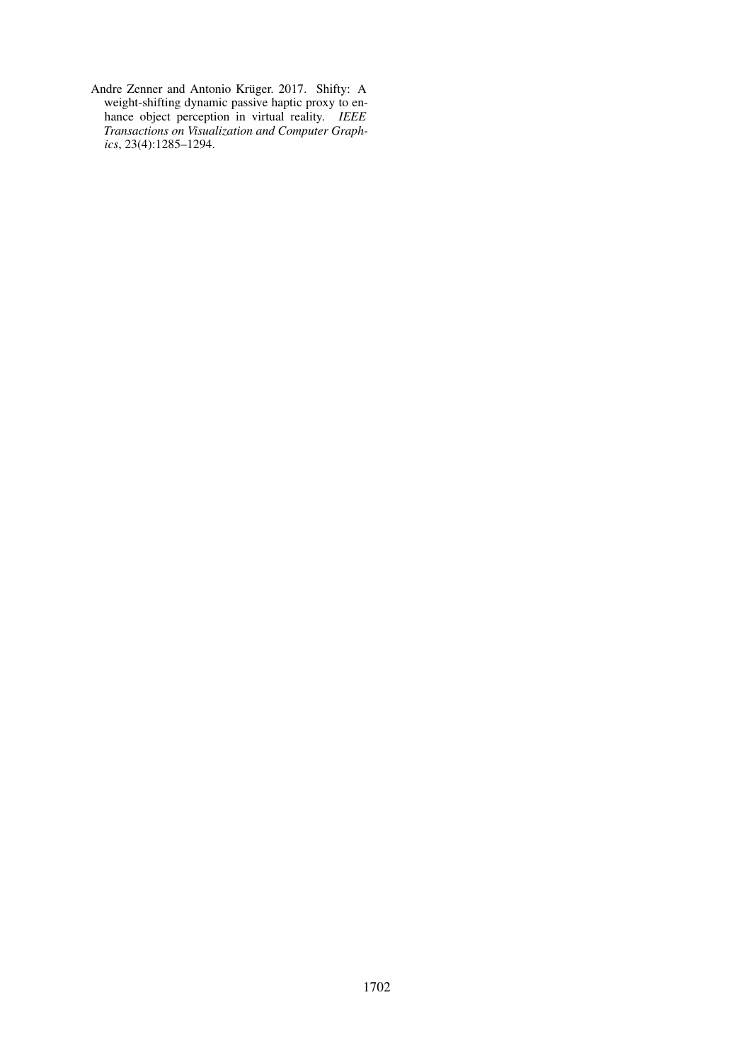Andre Zenner and Antonio Krüger. 2017. Shifty: A weight-shifting dynamic passive haptic proxy to enhance object perception in virtual reality. *IEEE Transactions on Visualization and Computer Graphics*, 23(4):1285–1294.